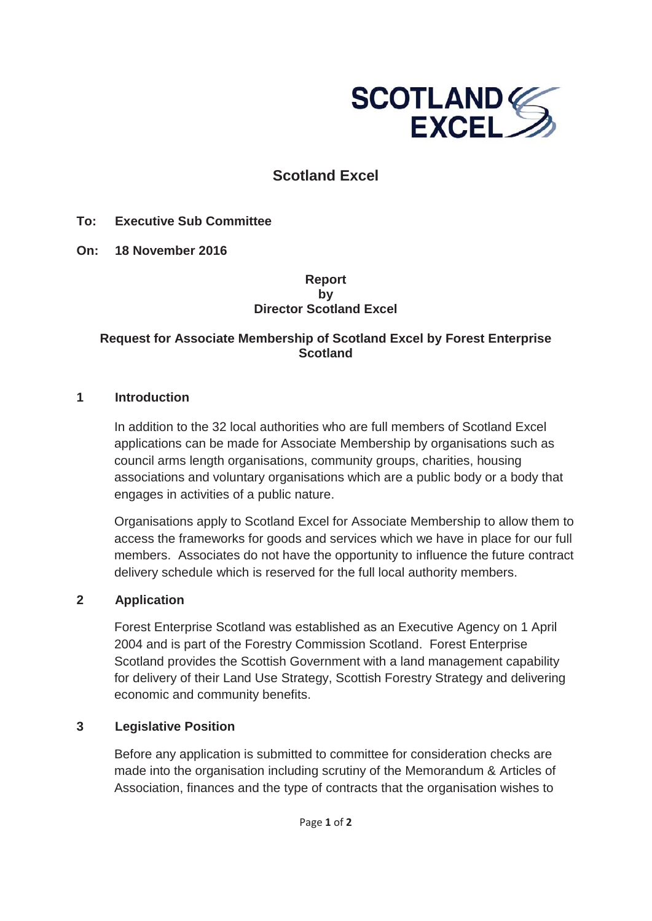# Scotland Excel

**To: Executive Sub Committee**

**On: 18 November 2016**

**Report**
**by**
**Director Scotland Excel**

**Request for Associate Membership of Scotland Excel by Forest Enterprise Scotland**

## 1 Introduction

In addition to the 32 local authorities who are full members of Scotland Excel applications can be made for Associate Membership by organisations such as council arms length organisations, community groups, charities, housing associations and voluntary organisations which are a public body or a body that engages in activities of a public nature.

Organisations apply to Scotland Excel for Associate Membership to allow them to access the frameworks for goods and services which we have in place for our full members. Associates do not have the opportunity to influence the future contract delivery schedule which is reserved for the full local authority members.

## 2 Application

Forest Enterprise Scotland was established as an Executive Agency on 1 April 2004 and is part of the Forestry Commission Scotland. Forest Enterprise Scotland provides the Scottish Government with a land management capability for delivery of their Land Use Strategy, Scottish Forestry Strategy and delivering economic and community benefits.

## 3 Legislative Position

Before any application is submitted to committee for consideration checks are made into the organisation including scrutiny of the Memorandum & Articles of Association, finances and the type of contracts that the organisation wishes to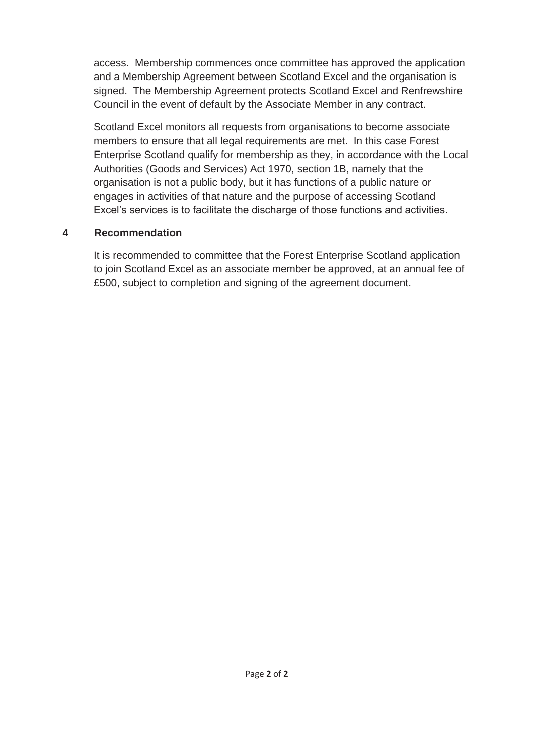access. Membership commences once committee has approved the application and a Membership Agreement between Scotland Excel and the organisation is signed. The Membership Agreement protects Scotland Excel and Renfrewshire Council in the event of default by the Associate Member in any contract.

Scotland Excel monitors all requests from organisations to become associate members to ensure that all legal requirements are met. In this case Forest Enterprise Scotland qualify for membership as they, in accordance with the Local Authorities (Goods and Services) Act 1970, section 1B, namely that the organisation is not a public body, but it has functions of a public nature or engages in activities of that nature and the purpose of accessing Scotland Excel's services is to facilitate the discharge of those functions and activities.

## 4 Recommendation

It is recommended to committee that the Forest Enterprise Scotland application to join Scotland Excel as an associate member be approved, at an annual fee of £500, subject to completion and signing of the agreement document.